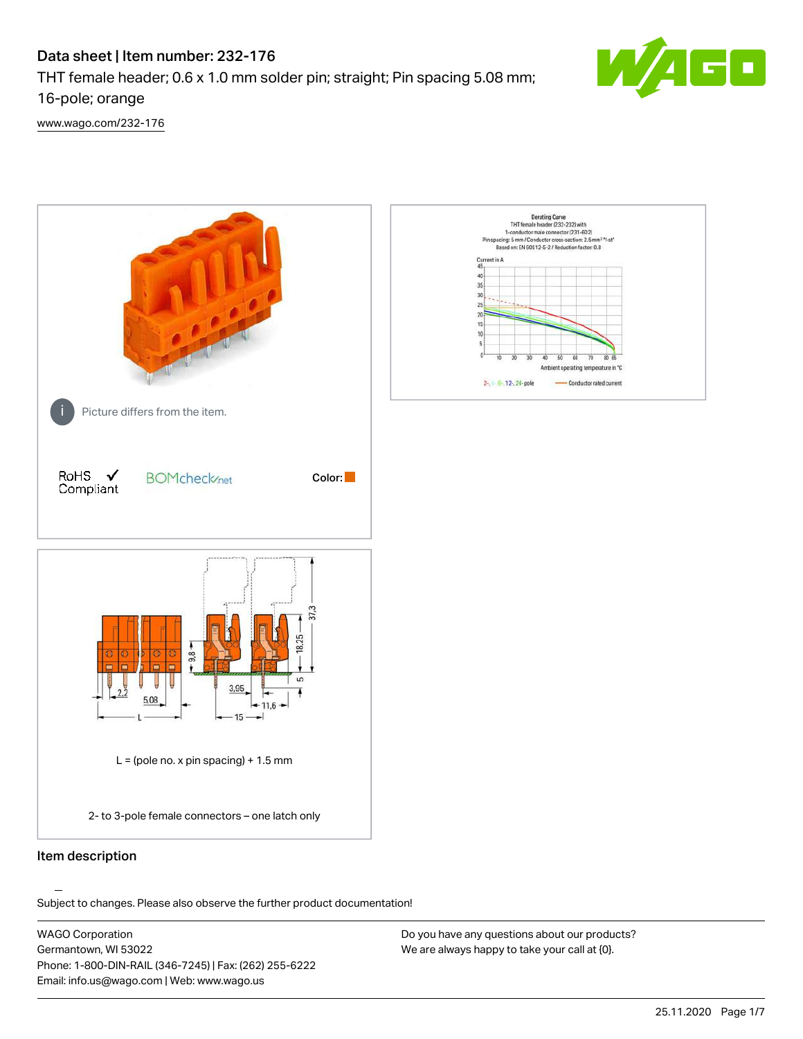# Data sheet | Item number: 232-176

THT female header; 0.6 x 1.0 mm solder pin; straight; Pin spacing 5.08 mm; 16-pole; orange

www.wago.com/232-176

Picture differs from the item.

RoHS ✓ Compliant

BOMcheck.net

Color:

L = (pole no. x pin spacing) + 1.5 mm

2- to 3-pole female connectors – one latch only

## Item description

Subject to changes. Please also observe the further product documentation!

WAGO Corporation
Germantown, WI 53022
Phone: 1-800-DIN-RAIL (346-7245) | Fax: (262) 255-6222
Email: info.us@wago.com | Web: www.wago.us

Do you have any questions about our products?
We are always happy to take your call at {0}.

25.11.2020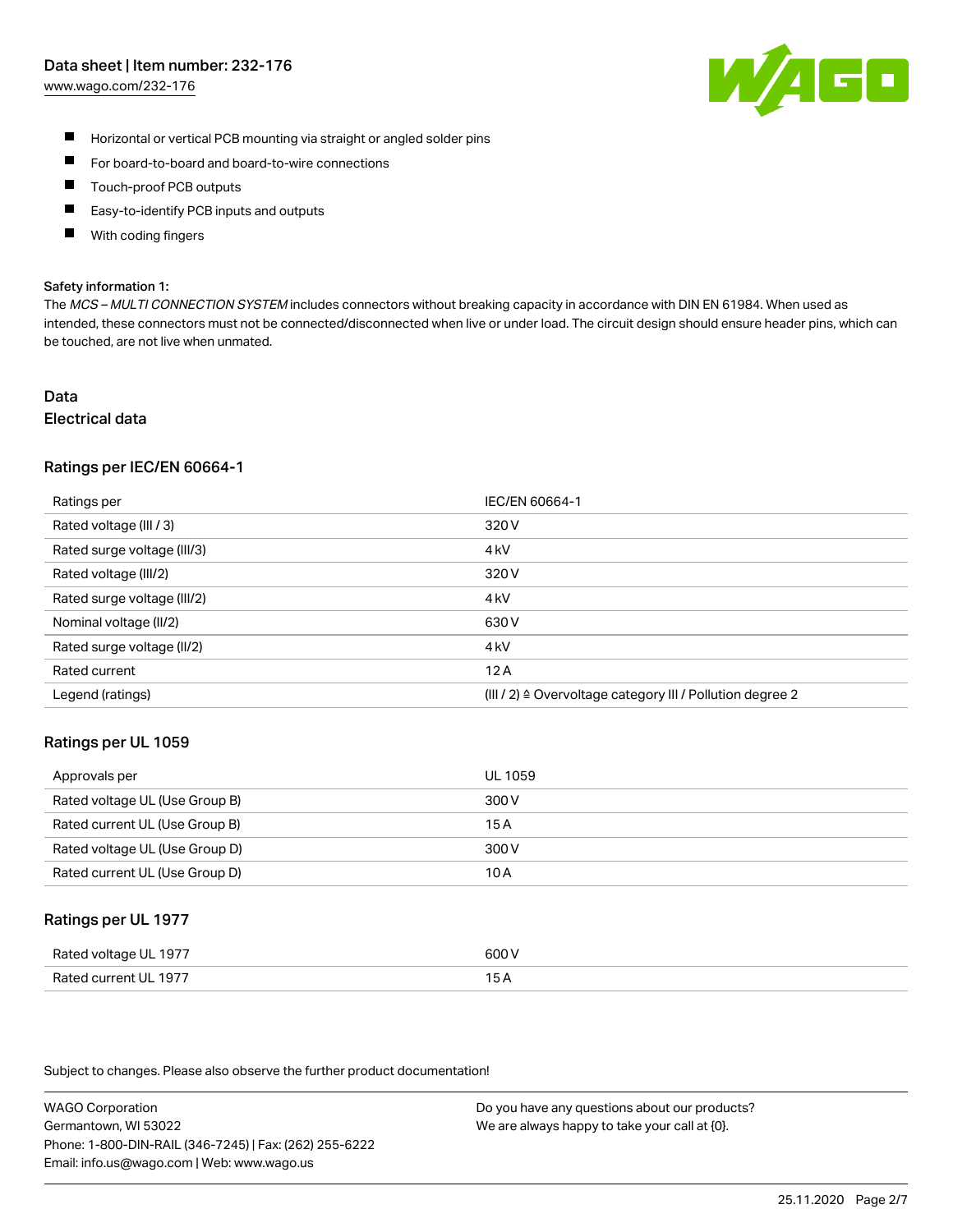- Horizontal or vertical PCB mounting via straight or angled solder pins
- For board-to-board and board-to-wire connections
- Touch-proof PCB outputs
- Easy-to-identify PCB inputs and outputs
- With coding fingers

**Safety information 1:**

The *MCS – MULTI CONNECTION SYSTEM* includes connectors without breaking capacity in accordance with DIN EN 61984. When used as intended, these connectors must not be connected/disconnected when live or under load. The circuit design should ensure header pins, which can be touched, are not live when unmated.

# Data

## Electrical data

### Ratings per IEC/EN 60664-1

| Ratings per | IEC/EN 60664-1 |
| --- | --- |
| Rated voltage (III / 3) | 320 V |
| Rated surge voltage (III/3) | 4 kV |
| Rated voltage (III/2) | 320 V |
| Rated surge voltage (III/2) | 4 kV |
| Nominal voltage (II/2) | 630 V |
| Rated surge voltage (II/2) | 4 kV |
| Rated current | 12 A |
| Legend (ratings) | (III / 2) ≙ Overvoltage category III / Pollution degree 2 |

### Ratings per UL 1059

| Approvals per | UL 1059 |
| --- | --- |
| Rated voltage UL (Use Group B) | 300 V |
| Rated current UL (Use Group B) | 15 A |
| Rated voltage UL (Use Group D) | 300 V |
| Rated current UL (Use Group D) | 10 A |

### Ratings per UL 1977

| Rated voltage UL 1977 | 600 V |
| --- | --- |
| Rated current UL 1977 | 15 A |

Subject to changes. Please also observe the further product documentation!

WAGO Corporation
Germantown, WI 53022
Phone: 1-800-DIN-RAIL (346-7245) | Fax: (262) 255-6222
Email: info.us@wago.com | Web: www.wago.us

Do you have any questions about our products?
We are always happy to take your call at {0}.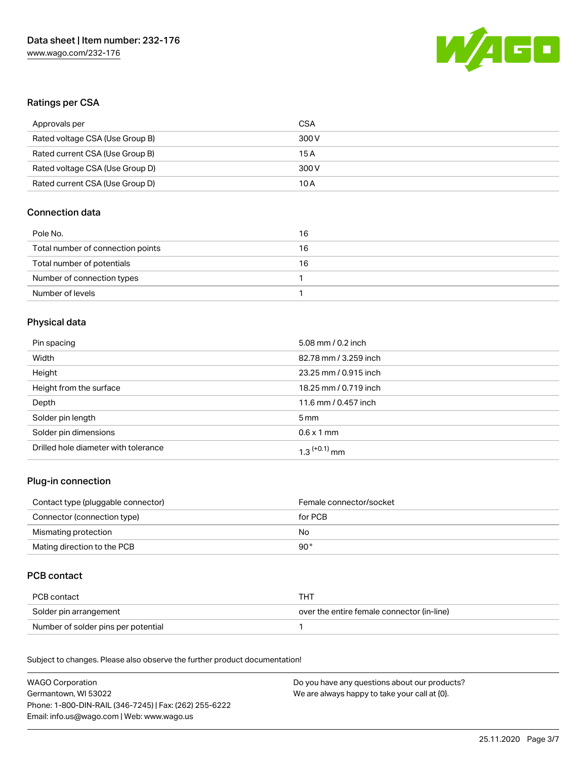## Ratings per CSA

| Approvals per | CSA |
|---|---|
| Rated voltage CSA (Use Group B) | 300 V |
| Rated current CSA (Use Group B) | 15 A |
| Rated voltage CSA (Use Group D) | 300 V |
| Rated current CSA (Use Group D) | 10 A |

## Connection data

| Pole No. | 16 |
|---|---|
| Total number of connection points | 16 |
| Total number of potentials | 16 |
| Number of connection types | 1 |
| Number of levels | 1 |

## Physical data

| Pin spacing | 5.08 mm / 0.2 inch |
|---|---|
| Width | 82.78 mm / 3.259 inch |
| Height | 23.25 mm / 0.915 inch |
| Height from the surface | 18.25 mm / 0.719 inch |
| Depth | 11.6 mm / 0.457 inch |
| Solder pin length | 5 mm |
| Solder pin dimensions | 0.6 x 1 mm |
| Drilled hole diameter with tolerance | $1.3^{(+0.1)}$ mm |

## Plug-in connection

| Contact type (pluggable connector) | Female connector/socket |
|---|---|
| Connector (connection type) | for PCB |
| Mismating protection | No |
| Mating direction to the PCB | 90 ° |

## PCB contact

| PCB contact | THT |
|---|---|
| Solder pin arrangement | over the entire female connector (in-line) |
| Number of solder pins per potential | 1 |

Subject to changes. Please also observe the further product documentation!

WAGO Corporation
Germantown, WI 53022
Phone: 1-800-DIN-RAIL (346-7245) | Fax: (262) 255-6222
Email: info.us@wago.com | Web: www.wago.us

Do you have any questions about our products?
We are always happy to take your call at {0}.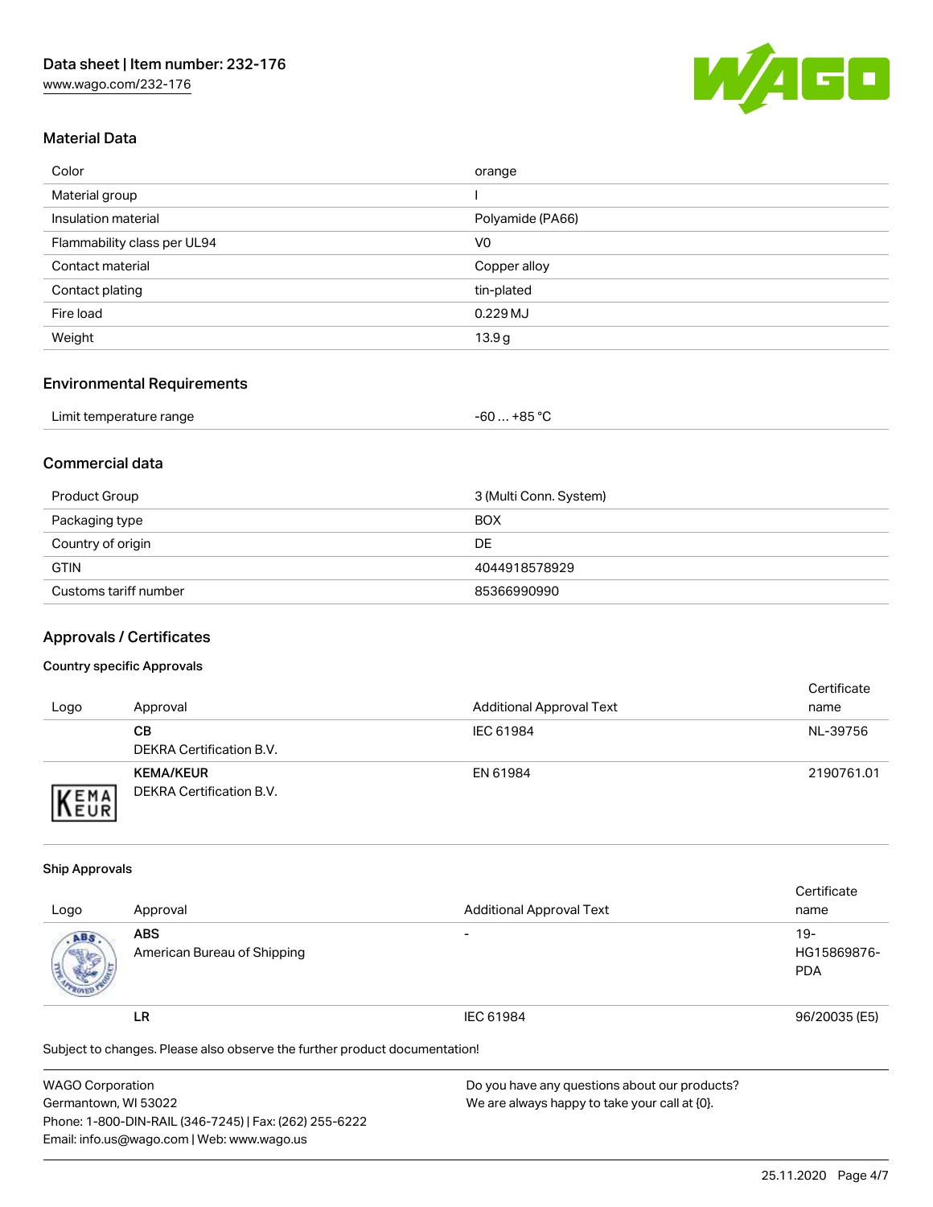## Material Data

| | |
|---|---|
| Color | orange |
| Material group | I |
| Insulation material | Polyamide (PA66) |
| Flammability class per UL94 | V0 |
| Contact material | Copper alloy |
| Contact plating | tin-plated |
| Fire load | 0.229 MJ |
| Weight | 13.9 g |

## Environmental Requirements

| | |
|---|---|
| Limit temperature range | -60 … +85 °C |

## Commercial data

| | |
|---|---|
| Product Group | 3 (Multi Conn. System) |
| Packaging type | BOX |
| Country of origin | DE |
| GTIN | 4044918578929 |
| Customs tariff number | 85366990990 |

## Approvals / Certificates

### Country specific Approvals

| Logo | Approval | Additional Approval Text | Certificate name |
|---|---|---|---|
| | **CB**<br>DEKRA Certification B.V. | IEC 61984 | NL-39756 |
| | **KEMA/KEUR**<br>DEKRA Certification B.V. | EN 61984 | 2190761.01 |

### Ship Approvals

| Logo | Approval | Additional Approval Text | Certificate name |
|---|---|---|---|
| | **ABS**<br>American Bureau of Shipping | - | 19-HG15869876-PDA |
| | **LR** | IEC 61984 | 96/20035 (E5) |

Subject to changes. Please also observe the further product documentation!

WAGO Corporation
Germantown, WI 53022
Phone: 1-800-DIN-RAIL (346-7245) | Fax: (262) 255-6222
Email: info.us@wago.com | Web: www.wago.us

Do you have any questions about our products?
We are always happy to take your call at {0}.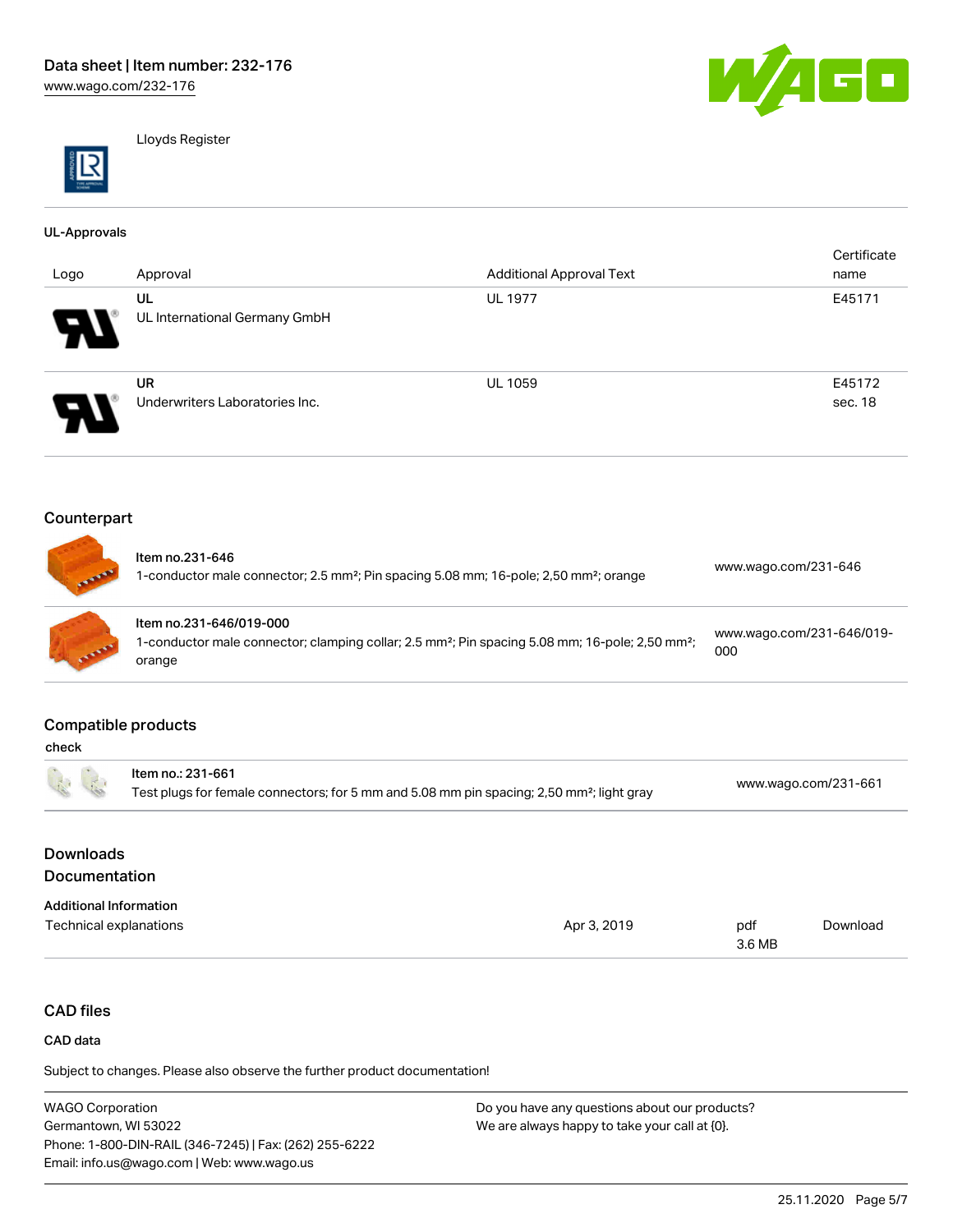Lloyds Register

### UL-Approvals

| Logo | Approval | Additional Approval Text | Certificate name |
| --- | --- | --- | --- |
| | UL<br>UL International Germany GmbH | UL 1977 | E45171 |
| | UR<br>Underwriters Laboratories Inc. | UL 1059 | E45172 sec. 18 |

## Counterpart

| Item | Link |
| --- | --- |
| Item no.231-646<br>1-conductor male connector; 2.5 mm²; Pin spacing 5.08 mm; 16-pole; 2,50 mm²; orange | www.wago.com/231-646 |
| Item no.231-646/019-000<br>1-conductor male connector; clamping collar; 2.5 mm²; Pin spacing 5.08 mm; 16-pole; 2,50 mm²; orange | www.wago.com/231-646/019-000 |

## Compatible products

check

| Item | Link |
| --- | --- |
| Item no.: 231-661<br>Test plugs for female connectors; for 5 mm and 5.08 mm pin spacing; 2,50 mm²; light gray | www.wago.com/231-661 |

## Downloads
## Documentation

### Additional Information

| | | | |
| --- | --- | --- | --- |
| Technical explanations | Apr 3, 2019 | pdf<br>3.6 MB | Download |

## CAD files

### CAD data

Subject to changes. Please also observe the further product documentation!

WAGO Corporation
Germantown, WI 53022
Phone: 1-800-DIN-RAIL (346-7245) | Fax: (262) 255-6222
Email: info.us@wago.com | Web: www.wago.us

Do you have any questions about our products?
We are always happy to take your call at {0}.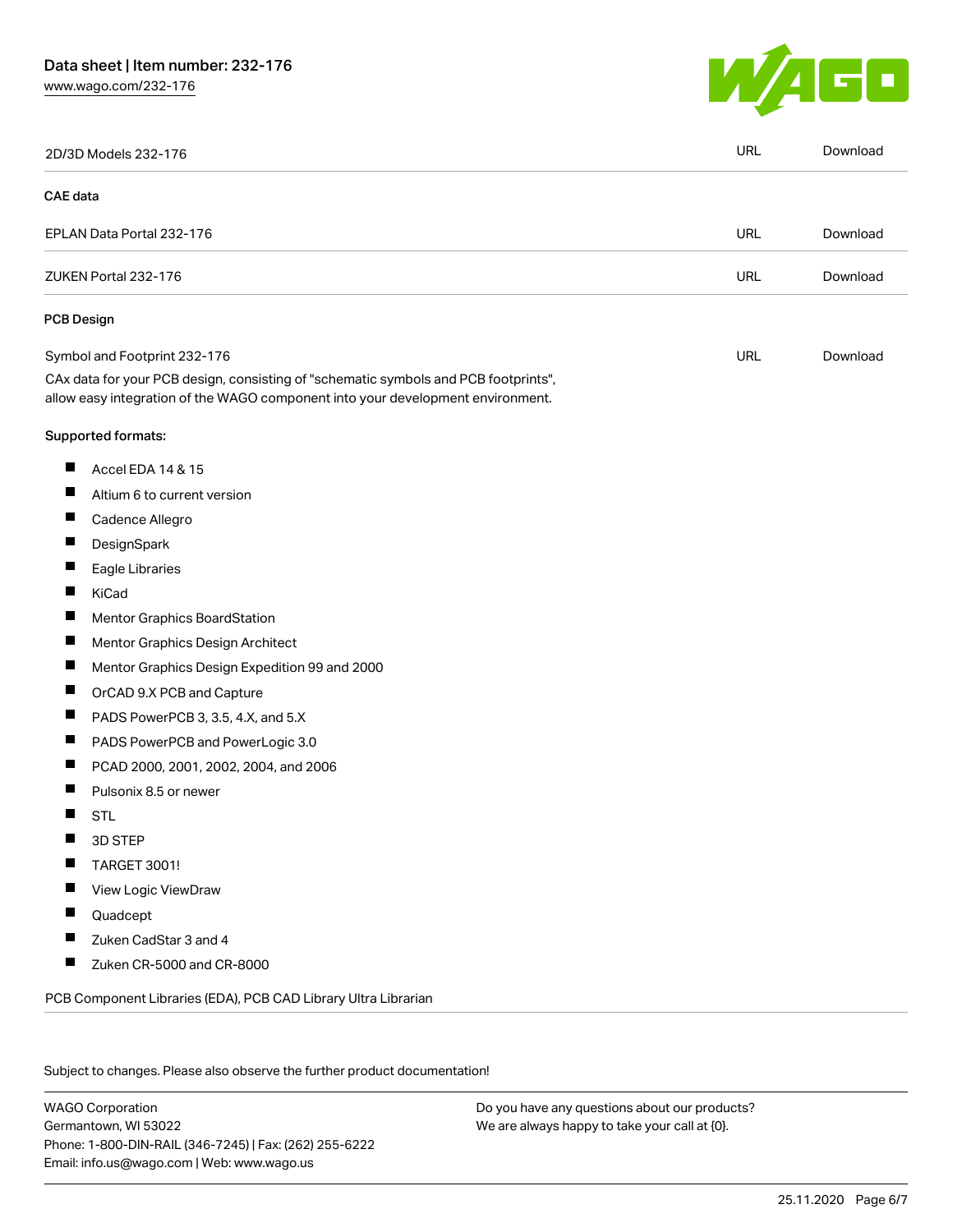| 2D/3D Models 232-176 | URL | Download |
| --- | --- | --- |

### CAE data

| EPLAN Data Portal 232-176 | URL | Download |
| --- | --- | --- |
| ZUKEN Portal 232-176 | URL | Download |

### PCB Design

| Symbol and Footprint 232-176 | URL | Download |
| --- | --- | --- |

CAx data for your PCB design, consisting of "schematic symbols and PCB footprints", allow easy integration of the WAGO component into your development environment.

Supported formats:

- Accel EDA 14 & 15
- Altium 6 to current version
- Cadence Allegro
- DesignSpark
- Eagle Libraries
- KiCad
- Mentor Graphics BoardStation
- Mentor Graphics Design Architect
- Mentor Graphics Design Expedition 99 and 2000
- OrCAD 9.X PCB and Capture
- PADS PowerPCB 3, 3.5, 4.X, and 5.X
- PADS PowerPCB and PowerLogic 3.0
- PCAD 2000, 2001, 2002, 2004, and 2006
- Pulsonix 8.5 or newer
- STL
- 3D STEP
- TARGET 3001!
- View Logic ViewDraw
- Quadcept
- Zuken CadStar 3 and 4
- Zuken CR-5000 and CR-8000

PCB Component Libraries (EDA), PCB CAD Library Ultra Librarian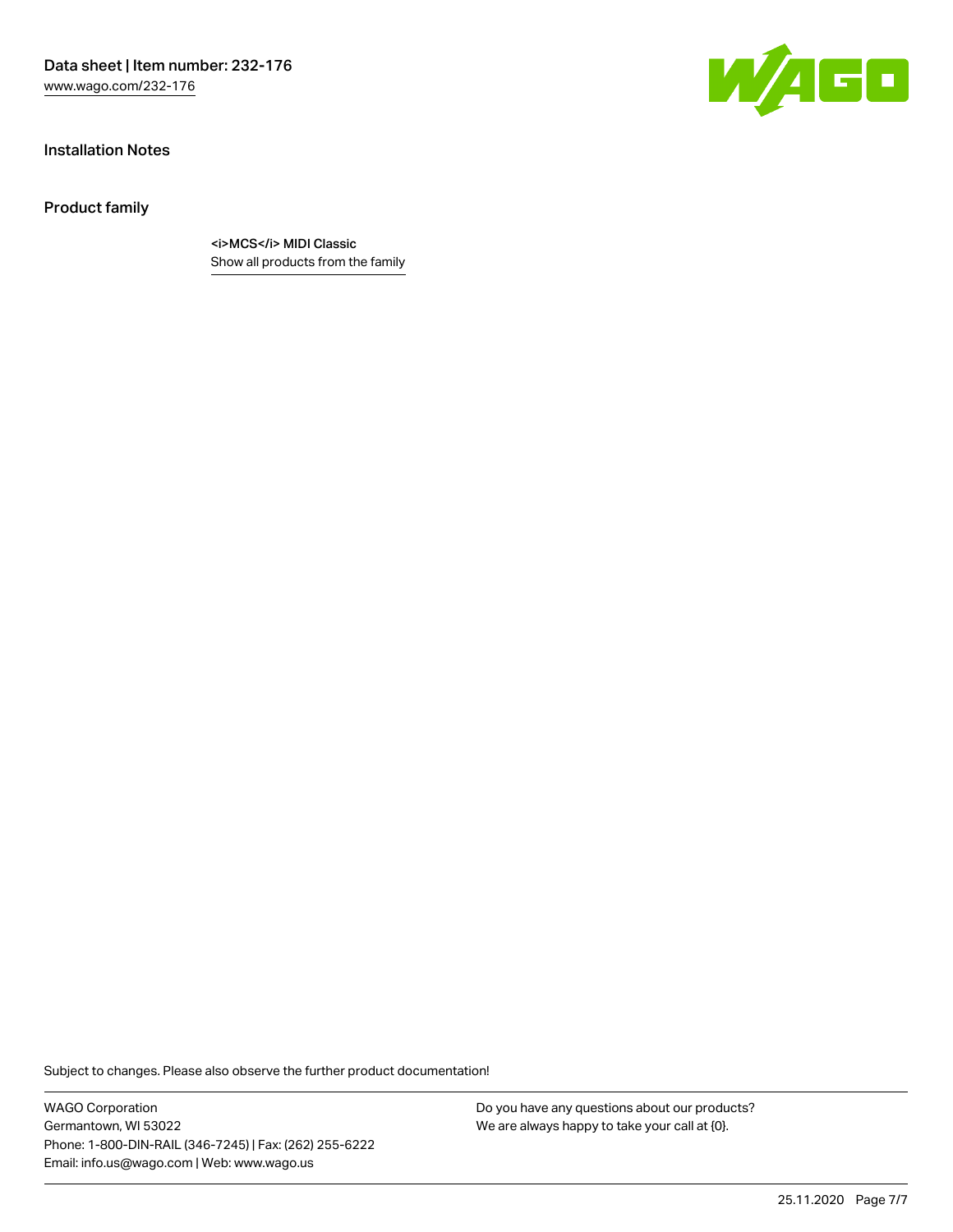## Installation Notes

## Product family

<i>MCS</i> MIDI Classic
Show all products from the family

Subject to changes. Please also observe the further product documentation!

WAGO Corporation
Germantown, WI 53022
Phone: 1-800-DIN-RAIL (346-7245) | Fax: (262) 255-6222
Email: info.us@wago.com | Web: www.wago.us

Do you have any questions about our products?
We are always happy to take your call at {0}.

25.11.2020